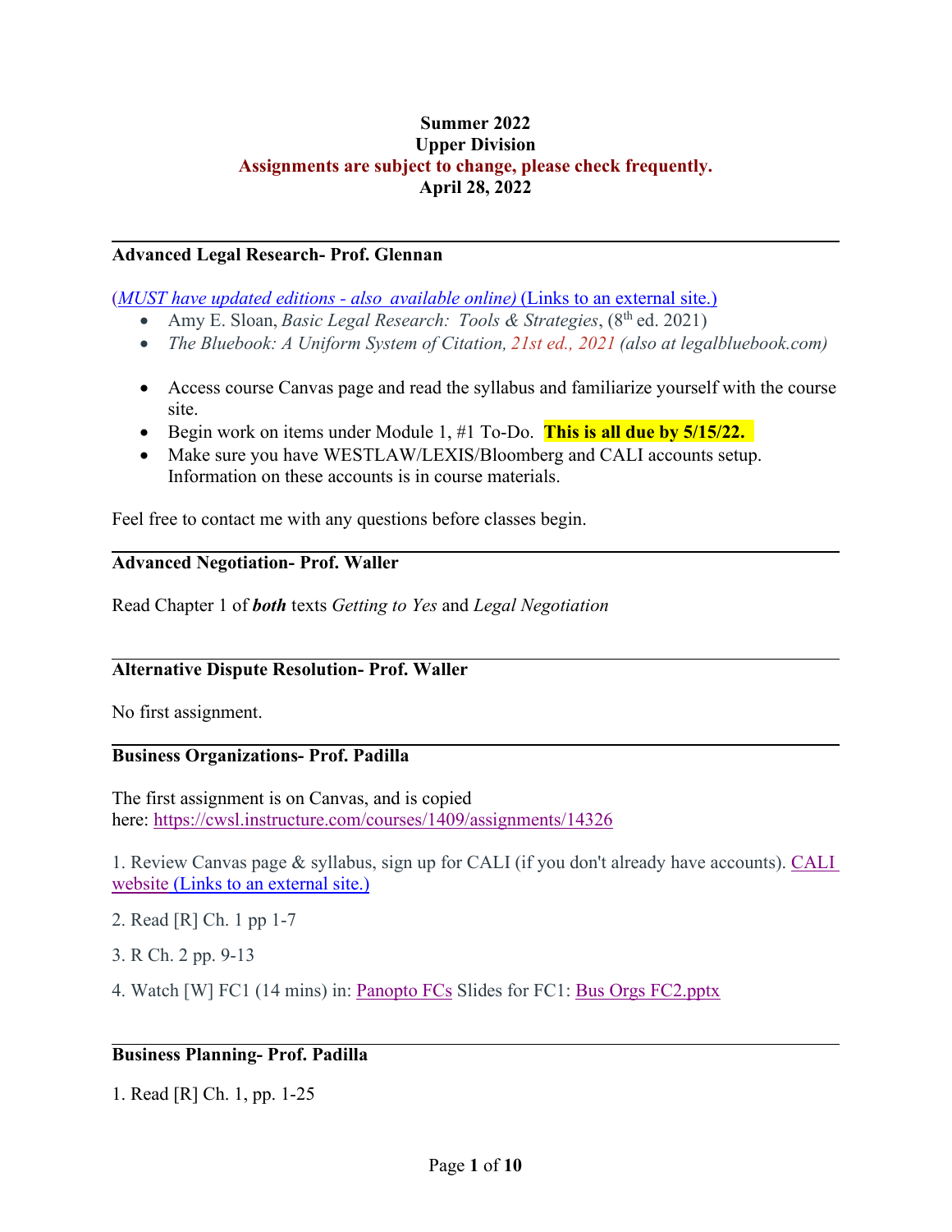**Summer 2022**
**Upper Division**
**Assignments are subject to change, please check frequently.**
**April 28, 2022**

---

**Advanced Legal Research- Prof. Glennan**

(*MUST have updated editions - also available online)* (Links to an external site.)

- Amy E. Sloan, *Basic Legal Research: Tools & Strategies*, (8th ed. 2021)
- *The Bluebook: A Uniform System of Citation, 21st ed., 2021 (also at legalbluebook.com)*

- Access course Canvas page and read the syllabus and familiarize yourself with the course site.
- Begin work on items under Module 1, #1 To-Do. **This is all due by 5/15/22.**
- Make sure you have WESTLAW/LEXIS/Bloomberg and CALI accounts setup. Information on these accounts is in course materials.

Feel free to contact me with any questions before classes begin.

---

**Advanced Negotiation- Prof. Waller**

Read Chapter 1 of ***both*** texts *Getting to Yes* and *Legal Negotiation*

---

**Alternative Dispute Resolution- Prof. Waller**

No first assignment.

---

**Business Organizations- Prof. Padilla**

The first assignment is on Canvas, and is copied here: https://cwsl.instructure.com/courses/1409/assignments/14326

1. Review Canvas page & syllabus, sign up for CALI (if you don't already have accounts). CALI website (Links to an external site.)

2. Read [R] Ch. 1 pp 1-7

3. R Ch. 2 pp. 9-13

4. Watch [W] FC1 (14 mins) in: Panopto FCs Slides for FC1: Bus Orgs FC2.pptx

---

**Business Planning- Prof. Padilla**

1. Read [R] Ch. 1, pp. 1-25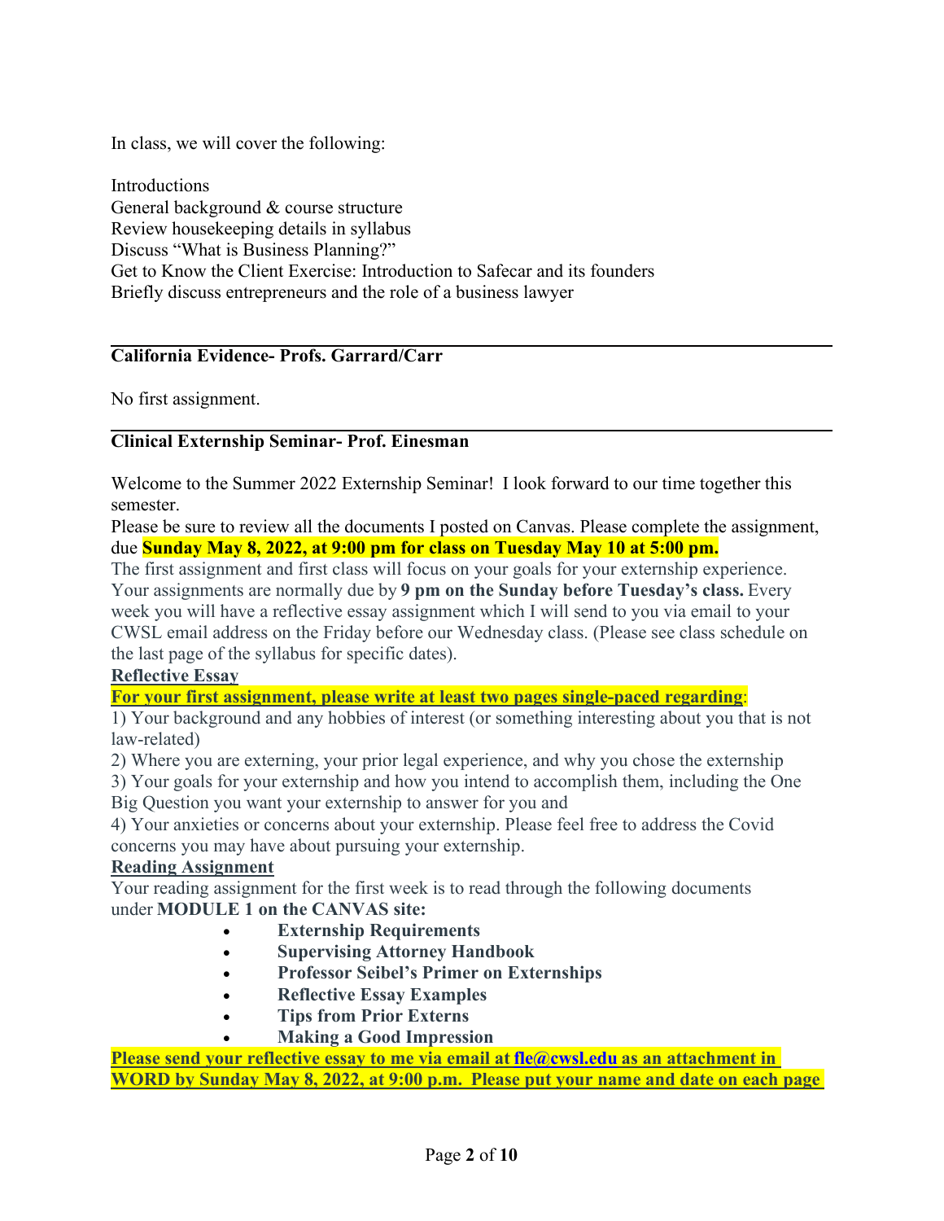In class, we will cover the following:

Introductions
General background & course structure
Review housekeeping details in syllabus
Discuss "What is Business Planning?"
Get to Know the Client Exercise: Introduction to Safecar and its founders
Briefly discuss entrepreneurs and the role of a business lawyer

---

**California Evidence- Profs. Garrard/Carr**

No first assignment.

---

**Clinical Externship Seminar- Prof. Einesman**

Welcome to the Summer 2022 Externship Seminar! I look forward to our time together this semester.
Please be sure to review all the documents I posted on Canvas. Please complete the assignment, due **Sunday May 8, 2022, at 9:00 pm for class on Tuesday May 10 at 5:00 pm.**
The first assignment and first class will focus on your goals for your externship experience. Your assignments are normally due by **9 pm on the Sunday before Tuesday's class.** Every week you will have a reflective essay assignment which I will send to you via email to your CWSL email address on the Friday before our Wednesday class. (Please see class schedule on the last page of the syllabus for specific dates).

**Reflective Essay**

**For your first assignment, please write at least two pages single-paced regarding**:
1) Your background and any hobbies of interest (or something interesting about you that is not law-related)
2) Where you are externing, your prior legal experience, and why you chose the externship
3) Your goals for your externship and how you intend to accomplish them, including the One Big Question you want your externship to answer for you and
4) Your anxieties or concerns about your externship. Please feel free to address the Covid concerns you may have about pursuing your externship.

**Reading Assignment**

Your reading assignment for the first week is to read through the following documents under **MODULE 1 on the CANVAS site:**

- **Externship Requirements**
- **Supervising Attorney Handbook**
- **Professor Seibel's Primer on Externships**
- **Reflective Essay Examples**
- **Tips from Prior Externs**
- **Making a Good Impression**

**Please send your reflective essay to me via email at fle@cwsl.edu as an attachment in WORD by Sunday May 8, 2022, at 9:00 p.m. Please put your name and date on each page**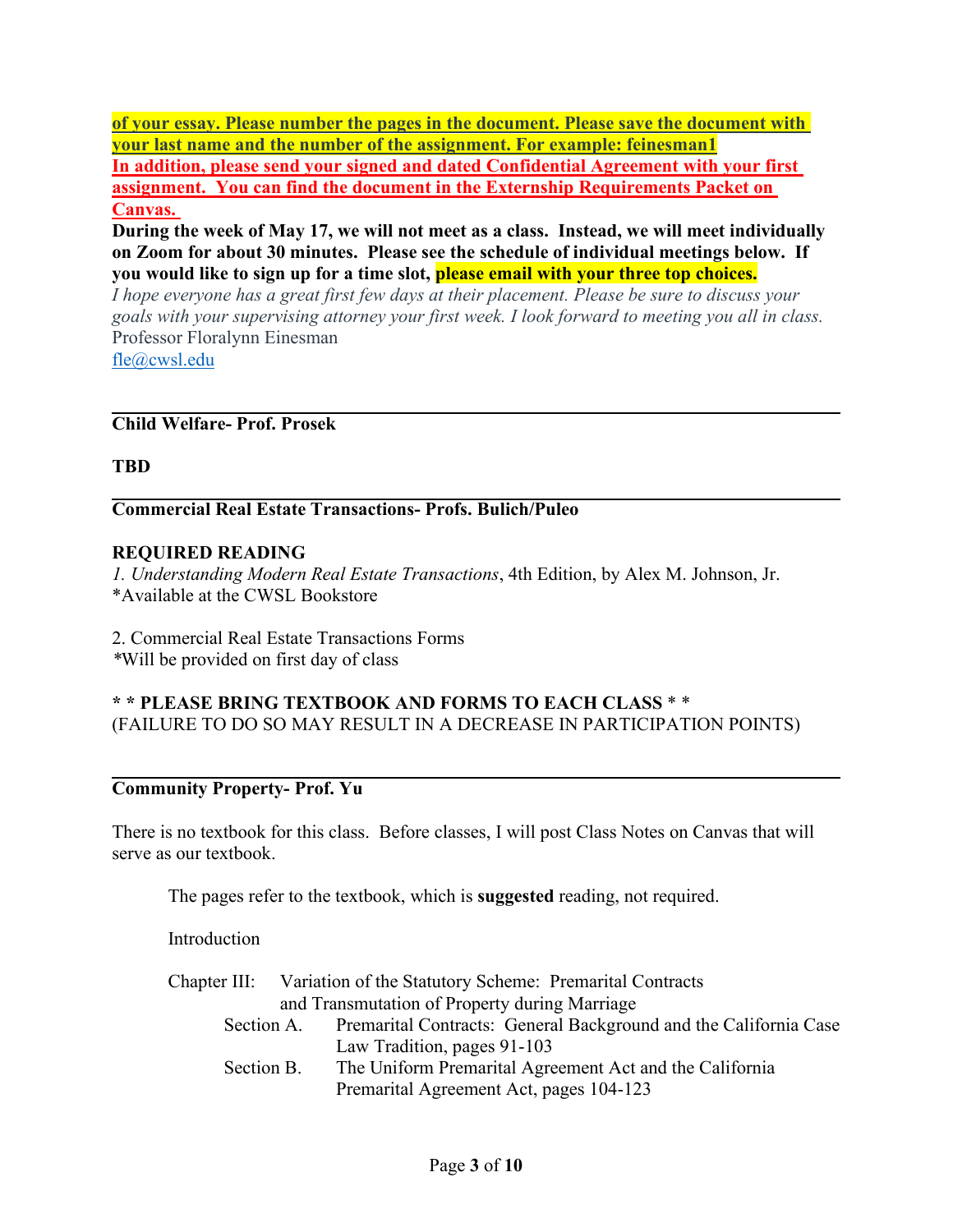**of your essay. Please number the pages in the document. Please save the document with your last name and the number of the assignment. For example: feinesman1**

**In addition, please send your signed and dated Confidential Agreement with your first assignment. You can find the document in the Externship Requirements Packet on Canvas.**

**During the week of May 17, we will not meet as a class. Instead, we will meet individually on Zoom for about 30 minutes. Please see the schedule of individual meetings below. If you would like to sign up for a time slot, please email with your three top choices.**

*I hope everyone has a great first few days at their placement. Please be sure to discuss your goals with your supervising attorney your first week. I look forward to meeting you all in class.*

Professor Floralynn Einesman

fle@cwsl.edu

---

**Child Welfare- Prof. Prosek**

**TBD**

---

**Commercial Real Estate Transactions- Profs. Bulich/Puleo**

**REQUIRED READING**

*1. Understanding Modern Real Estate Transactions*, 4th Edition, by Alex M. Johnson, Jr.
*Available at the CWSL Bookstore

2. Commercial Real Estate Transactions Forms
*Will be provided on first day of class

**\* \* PLEASE BRING TEXTBOOK AND FORMS TO EACH CLASS** * *
(FAILURE TO DO SO MAY RESULT IN A DECREASE IN PARTICIPATION POINTS)

---

**Community Property- Prof. Yu**

There is no textbook for this class. Before classes, I will post Class Notes on Canvas that will serve as our textbook.

The pages refer to the textbook, which is **suggested** reading, not required.

Introduction

Chapter III: Variation of the Statutory Scheme: Premarital Contracts and Transmutation of Property during Marriage

- Section A. Premarital Contracts: General Background and the California Case Law Tradition, pages 91-103
- Section B. The Uniform Premarital Agreement Act and the California Premarital Agreement Act, pages 104-123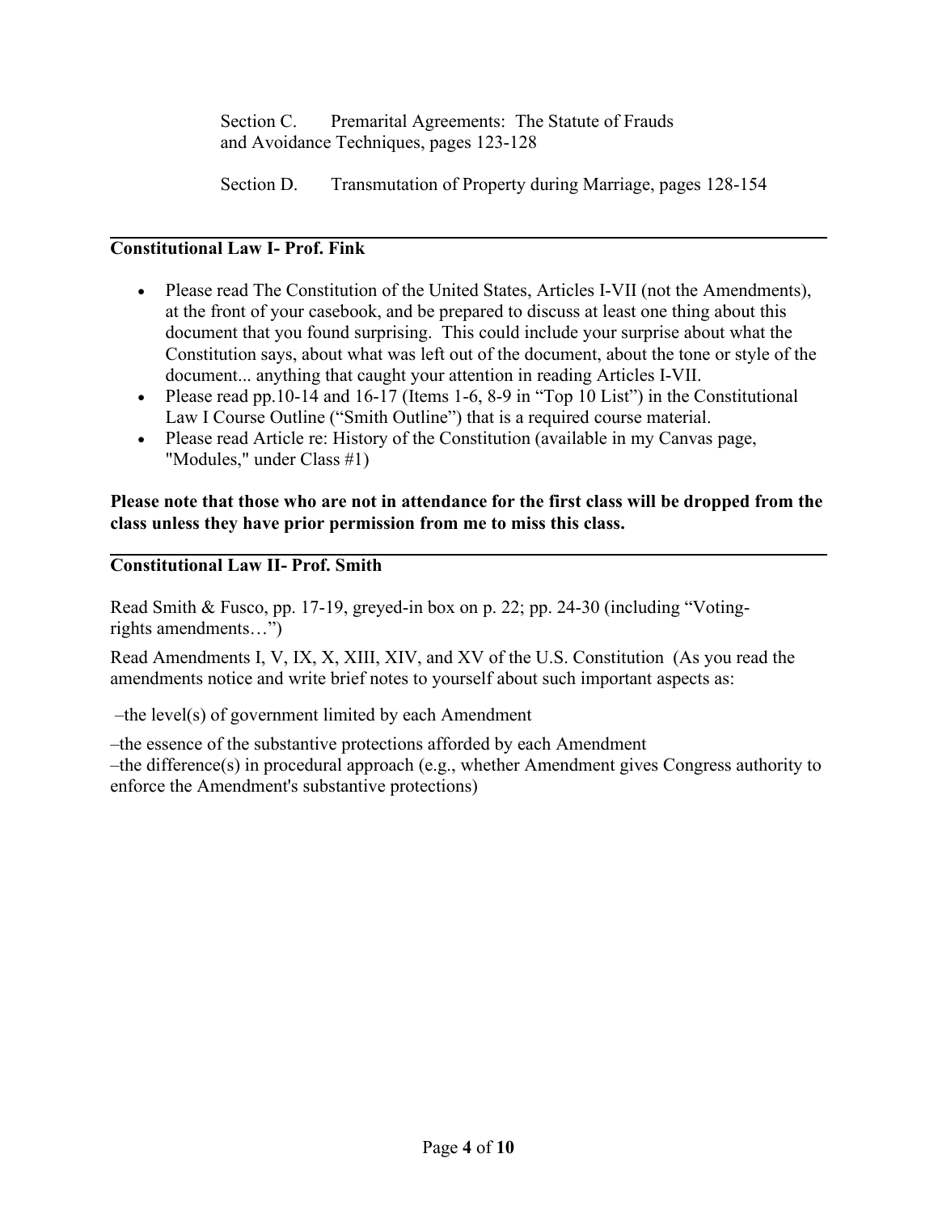Section C. Premarital Agreements: The Statute of Frauds and Avoidance Techniques, pages 123-128

Section D. Transmutation of Property during Marriage, pages 128-154

---

**Constitutional Law I- Prof. Fink**

- Please read The Constitution of the United States, Articles I-VII (not the Amendments), at the front of your casebook, and be prepared to discuss at least one thing about this document that you found surprising. This could include your surprise about what the Constitution says, about what was left out of the document, about the tone or style of the document... anything that caught your attention in reading Articles I-VII.
- Please read pp.10-14 and 16-17 (Items 1-6, 8-9 in "Top 10 List") in the Constitutional Law I Course Outline ("Smith Outline") that is a required course material.
- Please read Article re: History of the Constitution (available in my Canvas page, "Modules," under Class #1)

**Please note that those who are not in attendance for the first class will be dropped from the class unless they have prior permission from me to miss this class.**

---

**Constitutional Law II- Prof. Smith**

Read Smith & Fusco, pp. 17-19, greyed-in box on p. 22; pp. 24-30 (including "Voting-rights amendments…")

Read Amendments I, V, IX, X, XIII, XIV, and XV of the U.S. Constitution (As you read the amendments notice and write brief notes to yourself about such important aspects as:

–the level(s) of government limited by each Amendment

–the essence of the substantive protections afforded by each Amendment
–the difference(s) in procedural approach (e.g., whether Amendment gives Congress authority to enforce the Amendment's substantive protections)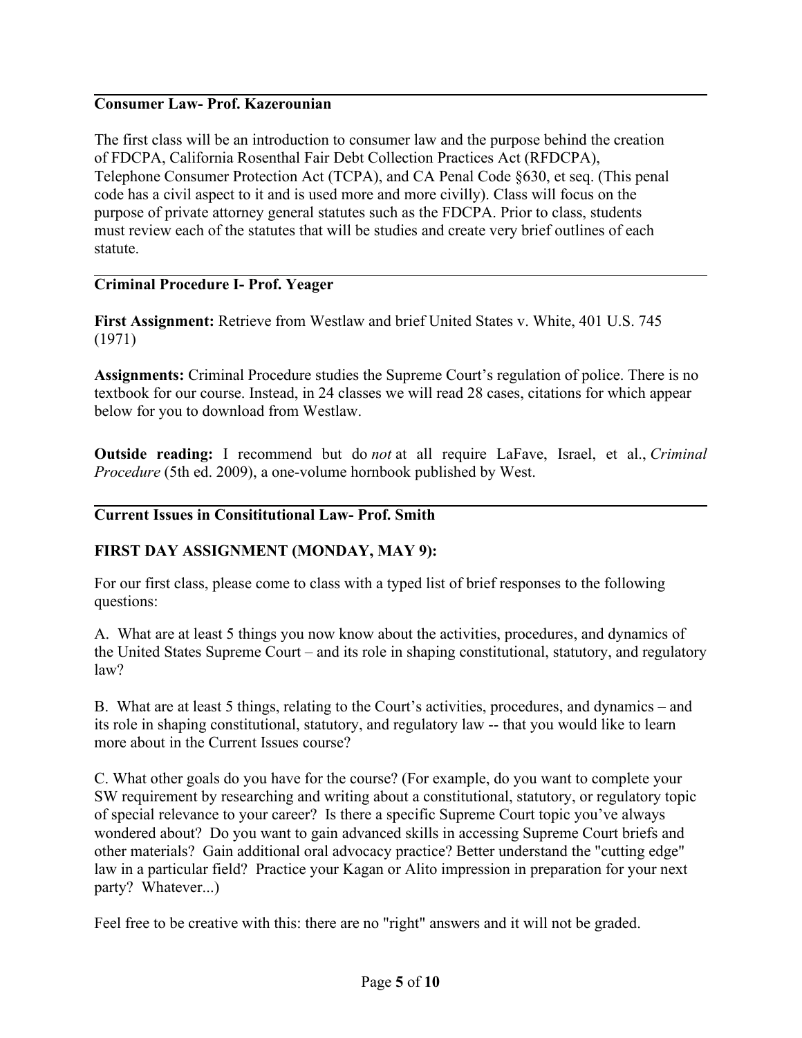## Consumer Law- Prof. Kazerounian

The first class will be an introduction to consumer law and the purpose behind the creation of FDCPA, California Rosenthal Fair Debt Collection Practices Act (RFDCPA), Telephone Consumer Protection Act (TCPA), and CA Penal Code §630, et seq. (This penal code has a civil aspect to it and is used more and more civilly). Class will focus on the purpose of private attorney general statutes such as the FDCPA. Prior to class, students must review each of the statutes that will be studies and create very brief outlines of each statute.

## Criminal Procedure I- Prof. Yeager

**First Assignment:** Retrieve from Westlaw and brief United States v. White, 401 U.S. 745 (1971)

**Assignments:** Criminal Procedure studies the Supreme Court's regulation of police. There is no textbook for our course. Instead, in 24 classes we will read 28 cases, citations for which appear below for you to download from Westlaw.

**Outside reading:** I recommend but do *not* at all require LaFave, Israel, et al., *Criminal Procedure* (5th ed. 2009), a one-volume hornbook published by West.

## Current Issues in Consititutional Law- Prof. Smith

**FIRST DAY ASSIGNMENT (MONDAY, MAY 9):**

For our first class, please come to class with a typed list of brief responses to the following questions:

A. What are at least 5 things you now know about the activities, procedures, and dynamics of the United States Supreme Court – and its role in shaping constitutional, statutory, and regulatory law?

B. What are at least 5 things, relating to the Court's activities, procedures, and dynamics – and its role in shaping constitutional, statutory, and regulatory law -- that you would like to learn more about in the Current Issues course?

C. What other goals do you have for the course? (For example, do you want to complete your SW requirement by researching and writing about a constitutional, statutory, or regulatory topic of special relevance to your career? Is there a specific Supreme Court topic you've always wondered about? Do you want to gain advanced skills in accessing Supreme Court briefs and other materials? Gain additional oral advocacy practice? Better understand the "cutting edge" law in a particular field? Practice your Kagan or Alito impression in preparation for your next party? Whatever...)

Feel free to be creative with this: there are no "right" answers and it will not be graded.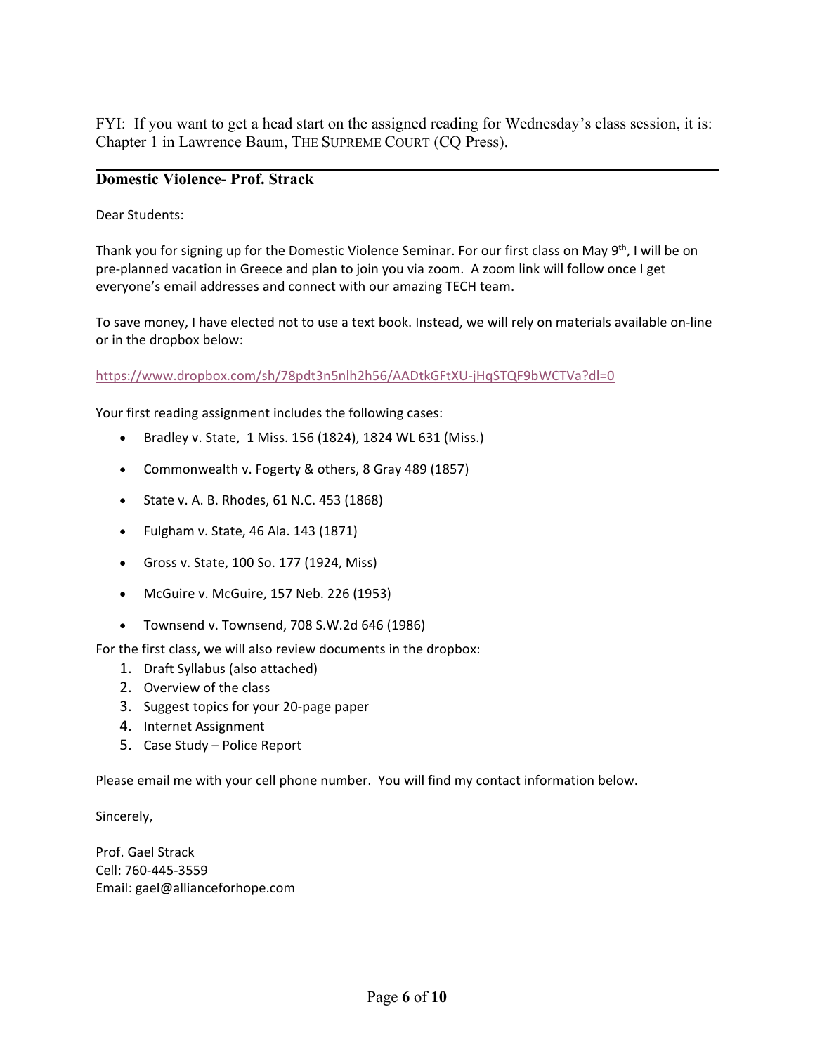FYI: If you want to get a head start on the assigned reading for Wednesday's class session, it is: Chapter 1 in Lawrence Baum, THE SUPREME COURT (CQ Press).

---

## Domestic Violence- Prof. Strack

Dear Students:

Thank you for signing up for the Domestic Violence Seminar. For our first class on May 9th, I will be on pre-planned vacation in Greece and plan to join you via zoom. A zoom link will follow once I get everyone's email addresses and connect with our amazing TECH team.

To save money, I have elected not to use a text book. Instead, we will rely on materials available on-line or in the dropbox below:

https://www.dropbox.com/sh/78pdt3n5nlh2h56/AADtkGFtXU-jHqSTQF9bWCTVa?dl=0

Your first reading assignment includes the following cases:

- Bradley v. State, 1 Miss. 156 (1824), 1824 WL 631 (Miss.)
- Commonwealth v. Fogerty & others, 8 Gray 489 (1857)
- State v. A. B. Rhodes, 61 N.C. 453 (1868)
- Fulgham v. State, 46 Ala. 143 (1871)
- Gross v. State, 100 So. 177 (1924, Miss)
- McGuire v. McGuire, 157 Neb. 226 (1953)
- Townsend v. Townsend, 708 S.W.2d 646 (1986)

For the first class, we will also review documents in the dropbox:

1. Draft Syllabus (also attached)
2. Overview of the class
3. Suggest topics for your 20-page paper
4. Internet Assignment
5. Case Study – Police Report

Please email me with your cell phone number. You will find my contact information below.

Sincerely,

Prof. Gael Strack
Cell: 760-445-3559
Email: gael@allianceforhope.com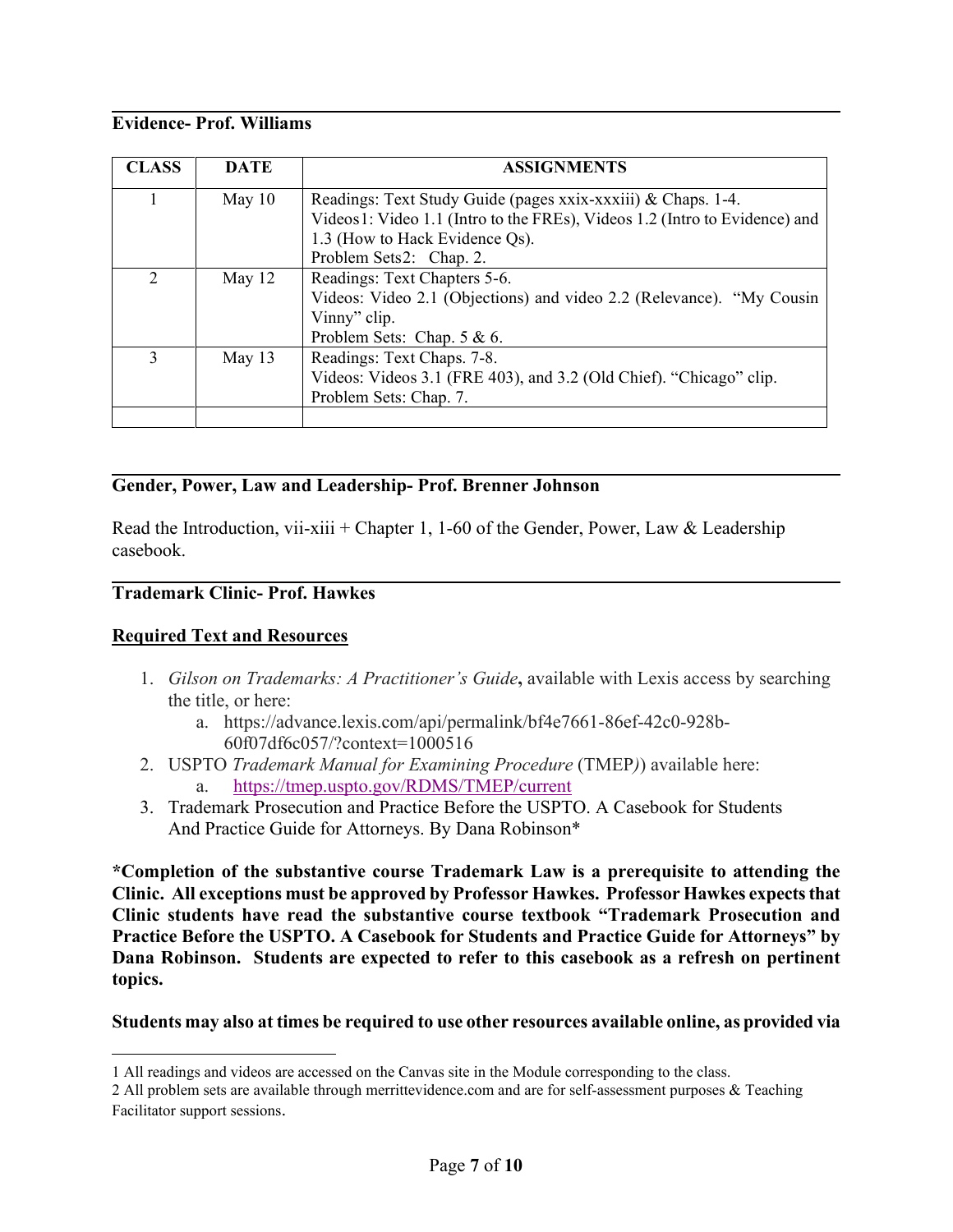**Evidence- Prof. Williams**

| CLASS | DATE | ASSIGNMENTS |
|---|---|---|
| 1 | May 10 | Readings: Text Study Guide (pages xxix-xxxiii) & Chaps. 1-4.<br>Videos[1]: Video 1.1 (Intro to the FREs), Videos 1.2 (Intro to Evidence) and 1.3 (How to Hack Evidence Qs).<br>Problem Sets[2]: Chap. 2. |
| 2 | May 12 | Readings: Text Chapters 5-6.<br>Videos: Video 2.1 (Objections) and video 2.2 (Relevance). "My Cousin Vinny" clip.<br>Problem Sets: Chap. 5 & 6. |
| 3 | May 13 | Readings: Text Chaps. 7-8.<br>Videos: Videos 3.1 (FRE 403), and 3.2 (Old Chief). "Chicago" clip.<br>Problem Sets: Chap. 7. |
| | | |

**Gender, Power, Law and Leadership- Prof. Brenner Johnson**

Read the Introduction, vii-xiii + Chapter 1, 1-60 of the Gender, Power, Law & Leadership casebook.

**Trademark Clinic- Prof. Hawkes**

**<u>Required Text and Resources</u>**

1. *Gilson on Trademarks: A Practitioner's Guide***,** available with Lexis access by searching the title, or here:
   a. https://advance.lexis.com/api/permalink/bf4e7661-86ef-42c0-928b-60f07df6c057/?context=1000516
2. USPTO *Trademark Manual for Examining Procedure* (TMEP*)*) available here:
   a. https://tmep.uspto.gov/RDMS/TMEP/current
3. Trademark Prosecution and Practice Before the USPTO. A Casebook for Students And Practice Guide for Attorneys. By Dana Robinson*

**\*Completion of the substantive course Trademark Law is a prerequisite to attending the Clinic. All exceptions must be approved by Professor Hawkes. Professor Hawkes expects that Clinic students have read the substantive course textbook "Trademark Prosecution and Practice Before the USPTO. A Casebook for Students and Practice Guide for Attorneys" by Dana Robinson. Students are expected to refer to this casebook as a refresh on pertinent topics.**

**Students may also at times be required to use other resources available online, as provided via**

---

[1] All readings and videos are accessed on the Canvas site in the Module corresponding to the class.

[2] All problem sets are available through merrittevidence.com and are for self-assessment purposes & Teaching Facilitator support sessions.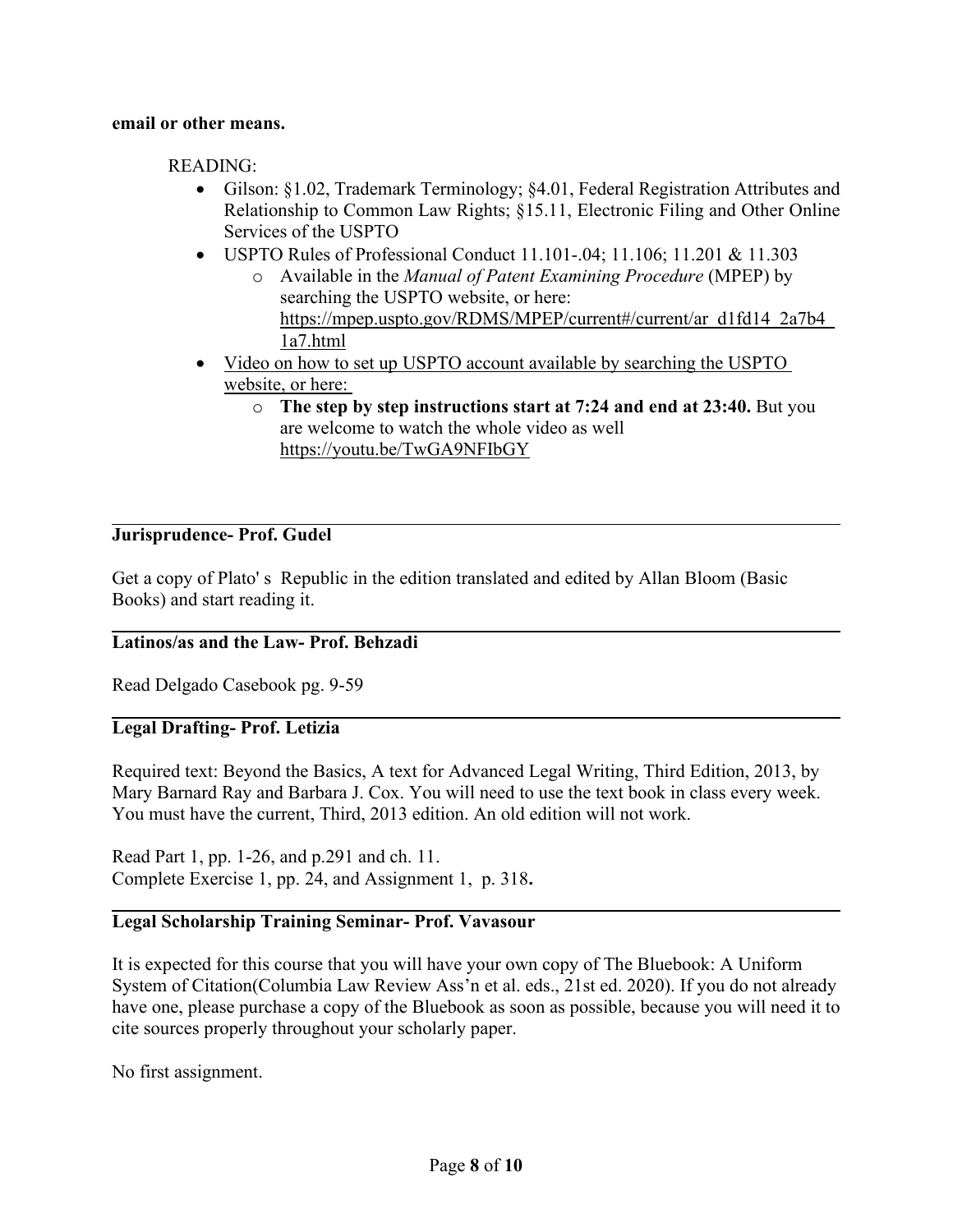**email or other means.**

READING:

- Gilson: §1.02, Trademark Terminology; §4.01, Federal Registration Attributes and Relationship to Common Law Rights; §15.11, Electronic Filing and Other Online Services of the USPTO
- USPTO Rules of Professional Conduct 11.101-.04; 11.106; 11.201 & 11.303
  - Available in the *Manual of Patent Examining Procedure* (MPEP) by searching the USPTO website, or here: https://mpep.uspto.gov/RDMS/MPEP/current#/current/ar_d1fd14_2a7b4_1a7.html
- Video on how to set up USPTO account available by searching the USPTO website, or here:
  - **The step by step instructions start at 7:24 and end at 23:40.** But you are welcome to watch the whole video as well https://youtu.be/TwGA9NFIbGY

---

**Jurisprudence- Prof. Gudel**

Get a copy of Plato' s Republic in the edition translated and edited by Allan Bloom (Basic Books) and start reading it.

---

**Latinos/as and the Law- Prof. Behzadi**

Read Delgado Casebook pg. 9-59

---

**Legal Drafting- Prof. Letizia**

Required text: Beyond the Basics, A text for Advanced Legal Writing, Third Edition, 2013, by Mary Barnard Ray and Barbara J. Cox. You will need to use the text book in class every week. You must have the current, Third, 2013 edition. An old edition will not work.

Read Part 1, pp. 1-26, and p.291 and ch. 11.
Complete Exercise 1, pp. 24, and Assignment 1, p. 318**.**

---

**Legal Scholarship Training Seminar- Prof. Vavasour**

It is expected for this course that you will have your own copy of The Bluebook: A Uniform System of Citation(Columbia Law Review Ass'n et al. eds., 21st ed. 2020). If you do not already have one, please purchase a copy of the Bluebook as soon as possible, because you will need it to cite sources properly throughout your scholarly paper.

No first assignment.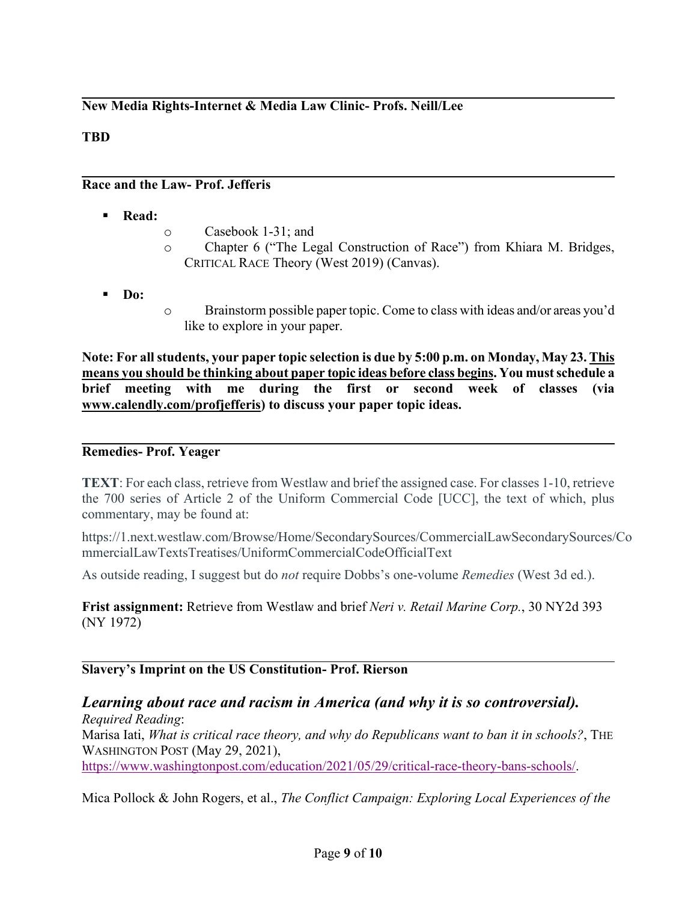**New Media Rights-Internet & Media Law Clinic- Profs. Neill/Lee**

**TBD**

---

**Race and the Law- Prof. Jefferis**

- **Read:**
  - Casebook 1-31; and
  - Chapter 6 ("The Legal Construction of Race") from Khiara M. Bridges, CRITICAL RACE Theory (West 2019) (Canvas).
- **Do:**
  - Brainstorm possible paper topic. Come to class with ideas and/or areas you'd like to explore in your paper.

**Note: For all students, your paper topic selection is due by 5:00 p.m. on Monday, May 23. <u>This means you should be thinking about paper topic ideas before class begins</u>. You must schedule a brief meeting with me during the first or second week of classes (via <u>www.calendly.com/profjefferis</u>) to discuss your paper topic ideas.**

---

**Remedies- Prof. Yeager**

**TEXT**: For each class, retrieve from Westlaw and brief the assigned case. For classes 1-10, retrieve the 700 series of Article 2 of the Uniform Commercial Code [UCC], the text of which, plus commentary, may be found at:

https://1.next.westlaw.com/Browse/Home/SecondarySources/CommercialLawSecondarySources/CommercialLawTextsTreatises/UniformCommercialCodeOfficialText

As outside reading, I suggest but do *not* require Dobbs's one-volume *Remedies* (West 3d ed.).

**Frist assignment:** Retrieve from Westlaw and brief *Neri v. Retail Marine Corp.*, 30 NY2d 393 (NY 1972)

---

**Slavery's Imprint on the US Constitution- Prof. Rierson**

***Learning about race and racism in America (and why it is so controversial).***

*Required Reading*:

Marisa Iati, *What is critical race theory, and why do Republicans want to ban it in schools?*, THE WASHINGTON POST (May 29, 2021), https://www.washingtonpost.com/education/2021/05/29/critical-race-theory-bans-schools/.

Mica Pollock & John Rogers, et al., *The Conflict Campaign: Exploring Local Experiences of the*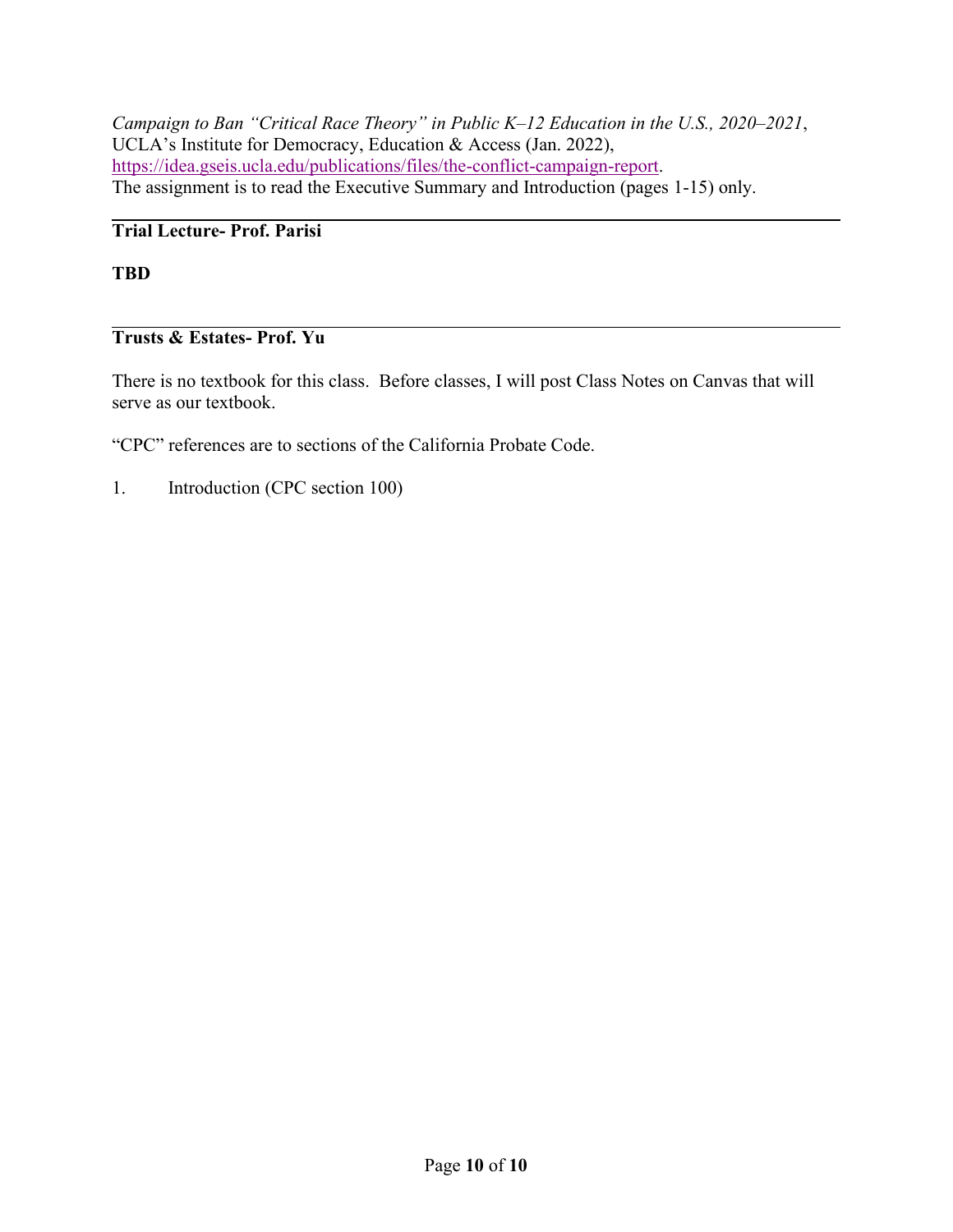*Campaign to Ban "Critical Race Theory" in Public K–12 Education in the U.S., 2020–2021*, UCLA's Institute for Democracy, Education & Access (Jan. 2022), https://idea.gseis.ucla.edu/publications/files/the-conflict-campaign-report.
The assignment is to read the Executive Summary and Introduction (pages 1-15) only.

---

**Trial Lecture- Prof. Parisi**

**TBD**

---

**Trusts & Estates- Prof. Yu**

There is no textbook for this class. Before classes, I will post Class Notes on Canvas that will serve as our textbook.

"CPC" references are to sections of the California Probate Code.

1. Introduction (CPC section 100)